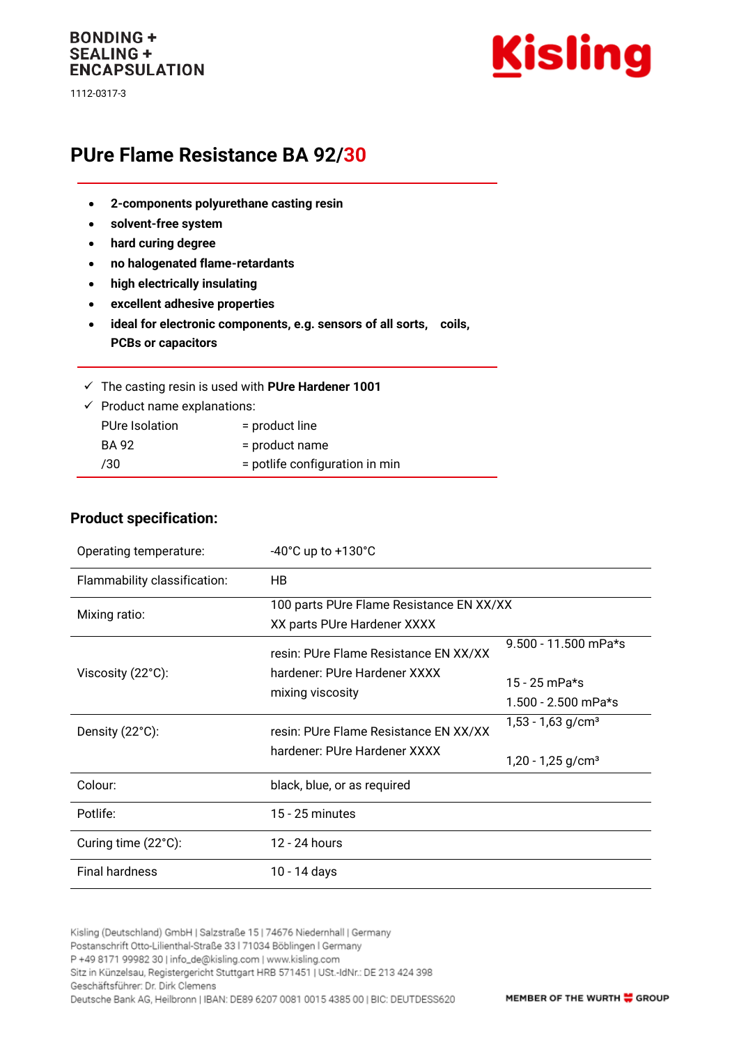BONDING +
SEALING +
ENCAPSULATION

1112-0317-3

# PUre Flame Resistance BA 92/30

- **2-components polyurethane casting resin**
- **solvent-free system**
- **hard curing degree**
- **no halogenated flame-retardants**
- **high electrically insulating**
- **excellent adhesive properties**
- **ideal for electronic components, e.g. sensors of all sorts, coils, PCBs or capacitors**

✓ The casting resin is used with **PUre Hardener 1001**

✓ Product name explanations:

| | |
|---|---|
| PUre Isolation | = product line |
| BA 92 | = product name |
| /30 | = potlife configuration in min |

## Product specification:

| | | |
|---|---|---|
| Operating temperature: | -40°C up to +130°C | |
| Flammability classification: | HB | |
| Mixing ratio: | 100 parts PUre Flame Resistance EN XX/XX<br>XX parts PUre Hardener XXXX | |
| Viscosity (22°C): | resin: PUre Flame Resistance EN XX/XX<br>hardener: PUre Hardener XXXX<br>mixing viscosity | 9.500 - 11.500 mPa*s<br>15 - 25 mPa*s<br>1.500 - 2.500 mPa*s |
| Density (22°C): | resin: PUre Flame Resistance EN XX/XX<br>hardener: PUre Hardener XXXX | 1,53 - 1,63 g/cm³<br>1,20 - 1,25 g/cm³ |
| Colour: | black, blue, or as required | |
| Potlife: | 15 - 25 minutes | |
| Curing time (22°C): | 12 - 24 hours | |
| Final hardness | 10 - 14 days | |

Kisling (Deutschland) GmbH | Salzstraße 15 | 74676 Niedernhall | Germany
Postanschrift Otto-Lilienthal-Straße 33 l 71034 Böblingen l Germany
P +49 8171 99982 30 | info_de@kisling.com | www.kisling.com
Sitz in Künzelsau, Registergericht Stuttgart HRB 571451 | USt.-IdNr.: DE 213 424 398
Geschäftsführer: Dr. Dirk Clemens
Deutsche Bank AG, Heilbronn | IBAN: DE89 6207 0081 0015 4385 00 | BIC: DEUTDESS620

MEMBER OF THE WURTH GROUP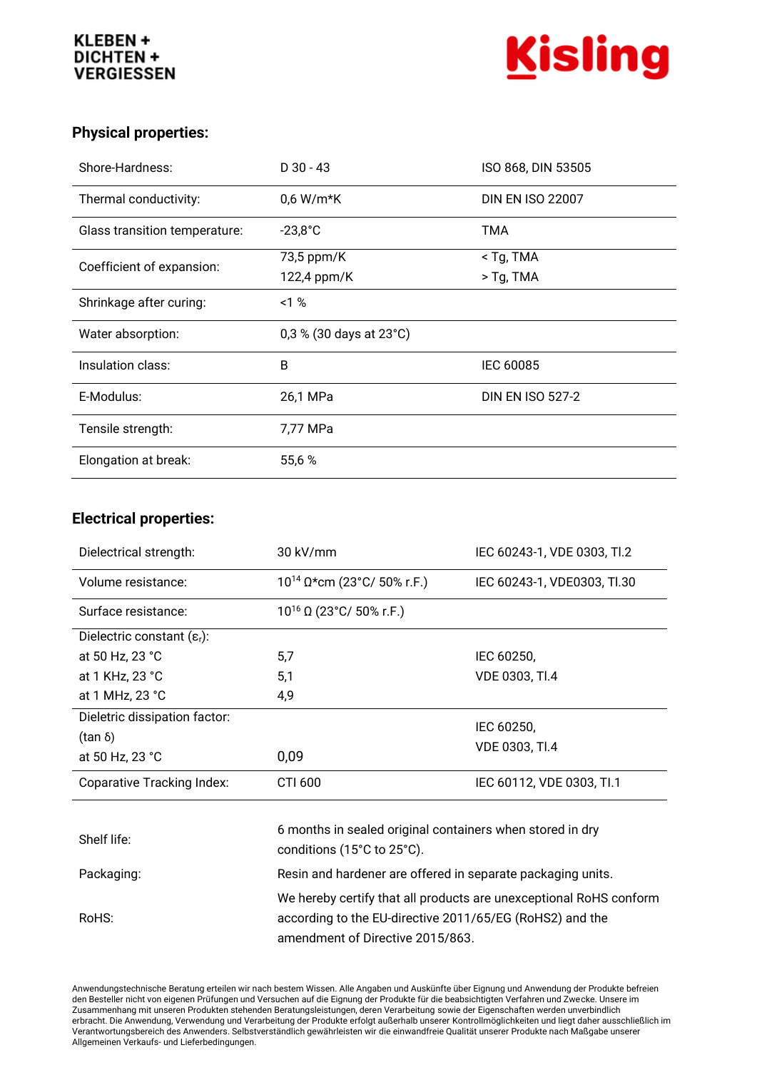KLEBEN +
DICHTEN +
VERGIESSEN

## Physical properties:

| | | |
|---|---|---|
| Shore-Hardness: | D 30 - 43 | ISO 868, DIN 53505 |
| Thermal conductivity: | 0,6 W/m*K | DIN EN ISO 22007 |
| Glass transition temperature: | -23,8°C | TMA |
| Coefficient of expansion: | 73,5 ppm/K<br>122,4 ppm/K | < Tg, TMA<br>> Tg, TMA |
| Shrinkage after curing: | <1 % | |
| Water absorption: | 0,3 % (30 days at 23°C) | |
| Insulation class: | B | IEC 60085 |
| E-Modulus: | 26,1 MPa | DIN EN ISO 527-2 |
| Tensile strength: | 7,77 MPa | |
| Elongation at break: | 55,6 % | |

## Electrical properties:

| | | |
|---|---|---|
| Dielectrical strength: | 30 kV/mm | IEC 60243-1, VDE 0303, Tl.2 |
| Volume resistance: | $10^{14}$ Ω*cm (23°C/ 50% r.F.) | IEC 60243-1, VDE0303, Tl.30 |
| Surface resistance: | $10^{16}$ Ω (23°C/ 50% r.F.) | |
| Dielectric constant ($\varepsilon_r$):<br>at 50 Hz, 23 °C<br>at 1 KHz, 23 °C<br>at 1 MHz, 23 °C | <br>5,7<br>5,1<br>4,9 | <br>IEC 60250,<br>VDE 0303, Tl.4 |
| Dieletric dissipation factor:<br>(tan δ)<br>at 50 Hz, 23 °C | <br><br>0,09 | IEC 60250,<br>VDE 0303, Tl.4 |
| Coparative Tracking Index: | CTI 600 | IEC 60112, VDE 0303, Tl.1 |

| | |
|---|---|
| Shelf life: | 6 months in sealed original containers when stored in dry conditions (15°C to 25°C). |
| Packaging: | Resin and hardener are offered in separate packaging units. |
| RoHS: | We hereby certify that all products are unexceptional RoHS conform according to the EU-directive 2011/65/EG (RoHS2) and the amendment of Directive 2015/863. |

Anwendungstechnische Beratung erteilen wir nach bestem Wissen. Alle Angaben und Auskünfte über Eignung und Anwendung der Produkte befreien den Besteller nicht von eigenen Prüfungen und Versuchen auf die Eignung der Produkte für die beabsichtigten Verfahren und Zwecke. Unsere im Zusammenhang mit unseren Produkten stehenden Beratungsleistungen, deren Verarbeitung sowie der Eigenschaften werden unverbindlich erbracht. Die Anwendung, Verwendung und Verarbeitung der Produkte erfolgt außerhalb unserer Kontrollmöglichkeiten und liegt daher ausschließlich im Verantwortungsbereich des Anwenders. Selbstverständlich gewährleisten wir die einwandfreie Qualität unserer Produkte nach Maßgabe unserer Allgemeinen Verkaufs- und Lieferbedingungen.